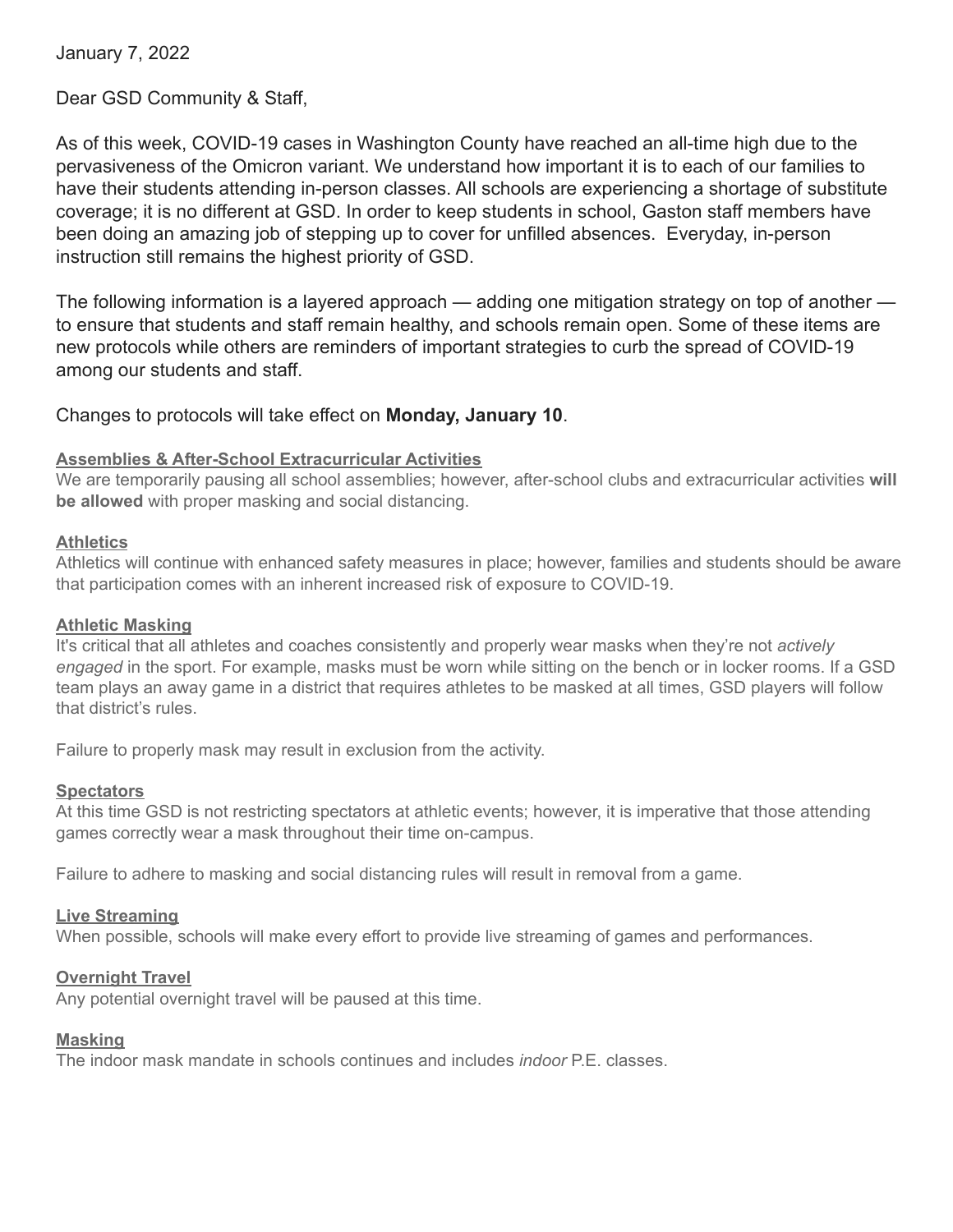January 7, 2022

Dear GSD Community & Staff,

As of this week, COVID-19 cases in Washington County have reached an all-time high due to the pervasiveness of the Omicron variant. We understand how important it is to each of our families to have their students attending in-person classes. All schools are experiencing a shortage of substitute coverage; it is no different at GSD. In order to keep students in school, Gaston staff members have been doing an amazing job of stepping up to cover for unfilled absences. Everyday, in-person instruction still remains the highest priority of GSD.

The following information is a layered approach — adding one mitigation strategy on top of another — to ensure that students and staff remain healthy, and schools remain open. Some of these items are new protocols while others are reminders of important strategies to curb the spread of COVID-19 among our students and staff.

Changes to protocols will take effect on **Monday, January 10**.

### Assemblies & After-School Extracurricular Activities

We are temporarily pausing all school assemblies; however, after-school clubs and extracurricular activities **will be allowed** with proper masking and social distancing.

### Athletics

Athletics will continue with enhanced safety measures in place; however, families and students should be aware that participation comes with an inherent increased risk of exposure to COVID-19.

### Athletic Masking

It's critical that all athletes and coaches consistently and properly wear masks when they're not *actively engaged* in the sport. For example, masks must be worn while sitting on the bench or in locker rooms. If a GSD team plays an away game in a district that requires athletes to be masked at all times, GSD players will follow that district's rules.

Failure to properly mask may result in exclusion from the activity.

### Spectators

At this time GSD is not restricting spectators at athletic events; however, it is imperative that those attending games correctly wear a mask throughout their time on-campus.

Failure to adhere to masking and social distancing rules will result in removal from a game.

### Live Streaming

When possible, schools will make every effort to provide live streaming of games and performances.

### Overnight Travel

Any potential overnight travel will be paused at this time.

### Masking

The indoor mask mandate in schools continues and includes *indoor* P.E. classes.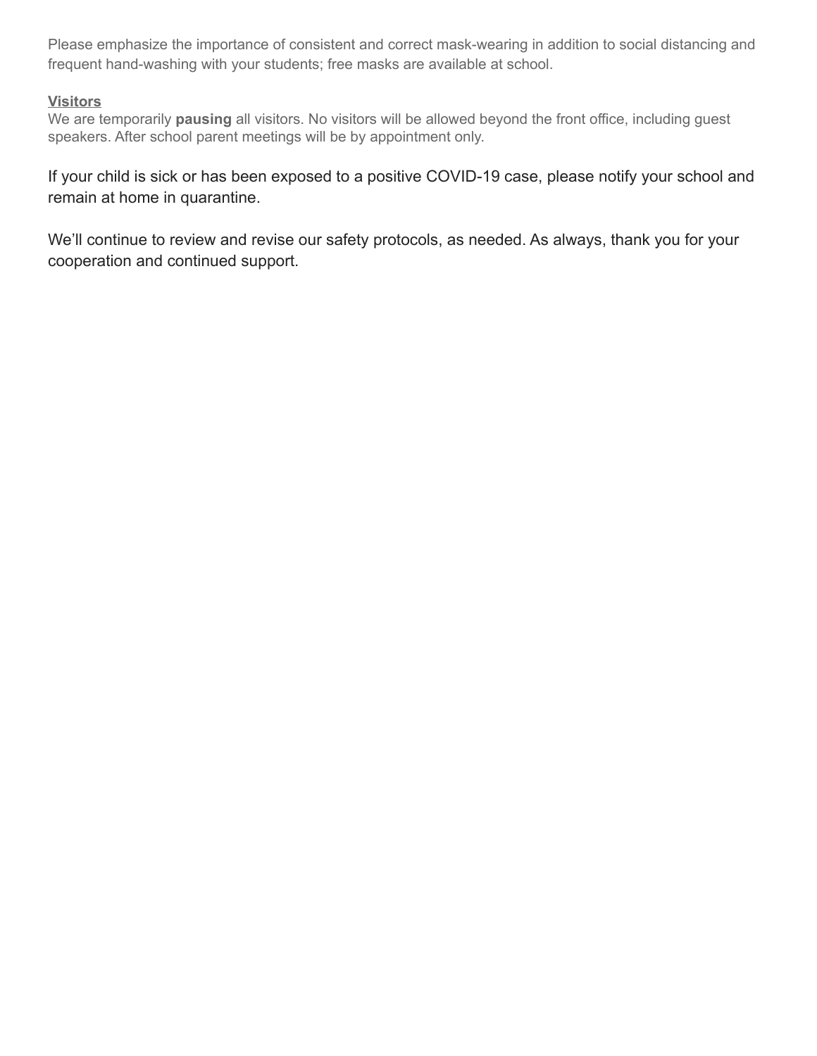Please emphasize the importance of consistent and correct mask-wearing in addition to social distancing and frequent hand-washing with your students; free masks are available at school.

**Visitors**

We are temporarily **pausing** all visitors. No visitors will be allowed beyond the front office, including guest speakers. After school parent meetings will be by appointment only.

If your child is sick or has been exposed to a positive COVID-19 case, please notify your school and remain at home in quarantine.

We'll continue to review and revise our safety protocols, as needed. As always, thank you for your cooperation and continued support.